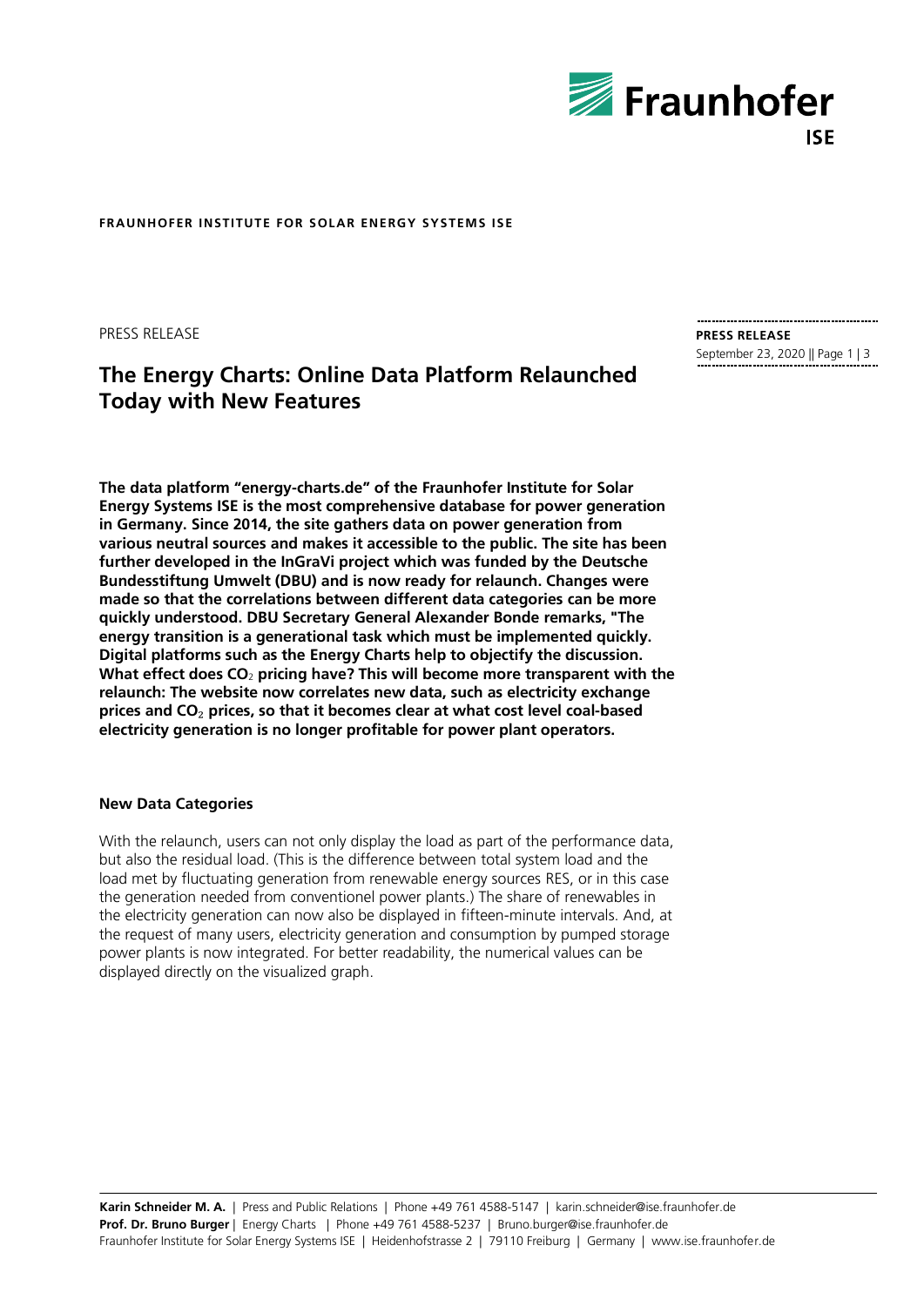**FRAUNHOFER INSTITUTE FOR SOLAR ENERGY SYSTEMS ISE**

PRESS RELEASE

**PRESS RELEASE**
September 23, 2020

# The Energy Charts: Online Data Platform Relaunched Today with New Features

**The data platform "energy-charts.de" of the Fraunhofer Institute for Solar Energy Systems ISE is the most comprehensive database for power generation in Germany. Since 2014, the site gathers data on power generation from various neutral sources and makes it accessible to the public. The site has been further developed in the InGraVi project which was funded by the Deutsche Bundesstiftung Umwelt (DBU) and is now ready for relaunch. Changes were made so that the correlations between different data categories can be more quickly understood. DBU Secretary General Alexander Bonde remarks, "The energy transition is a generational task which must be implemented quickly. Digital platforms such as the Energy Charts help to objectify the discussion. What effect does $CO_2$ pricing have? This will become more transparent with the relaunch: The website now correlates new data, such as electricity exchange prices and $CO_2$ prices, so that it becomes clear at what cost level coal-based electricity generation is no longer profitable for power plant operators.**

## New Data Categories

With the relaunch, users can not only display the load as part of the performance data, but also the residual load. (This is the difference between total system load and the load met by fluctuating generation from renewable energy sources RES, or in this case the generation needed from conventionel power plants.) The share of renewables in the electricity generation can now also be displayed in fifteen-minute intervals. And, at the request of many users, electricity generation and consumption by pumped storage power plants is now integrated. For better readability, the numerical values can be displayed directly on the visualized graph.

**Karin Schneider M. A.** | Press and Public Relations | Phone +49 761 4588-5147 | karin.schneider@ise.fraunhofer.de
**Prof. Dr. Bruno Burger** | Energy Charts | Phone +49 761 4588-5237 | Bruno.burger@ise.fraunhofer.de
Fraunhofer Institute for Solar Energy Systems ISE | Heidenhofstrasse 2 | 79110 Freiburg | Germany | www.ise.fraunhofer.de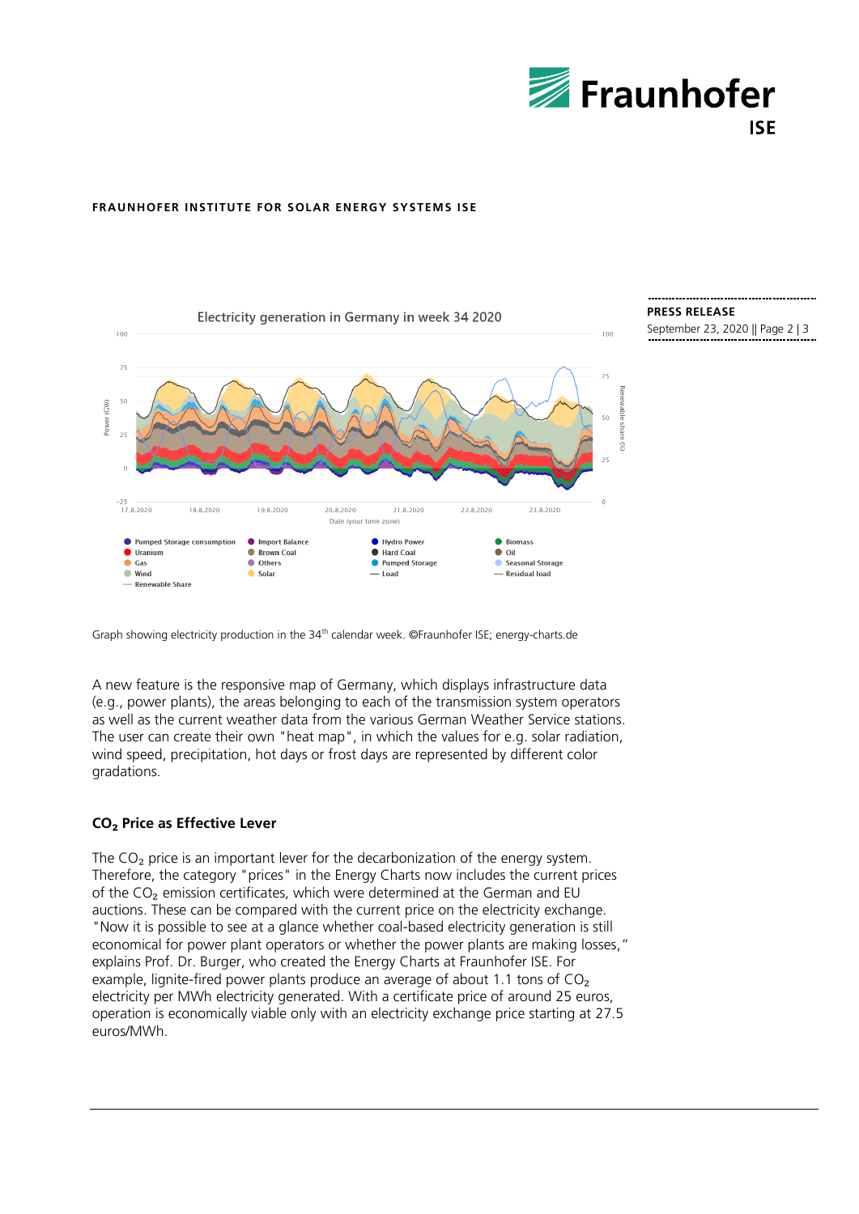Graph showing electricity production in the 34th calendar week. ©Fraunhofer ISE; energy-charts.de

A new feature is the responsive map of Germany, which displays infrastructure data (e.g., power plants), the areas belonging to each of the transmission system operators as well as the current weather data from the various German Weather Service stations. The user can create their own "heat map", in which the values for e.g. solar radiation, wind speed, precipitation, hot days or frost days are represented by different color gradations.

## $CO_2$ Price as Effective Lever

The $CO_2$ price is an important lever for the decarbonization of the energy system. Therefore, the category "prices" in the Energy Charts now includes the current prices of the $CO_2$ emission certificates, which were determined at the German and EU auctions. These can be compared with the current price on the electricity exchange. "Now it is possible to see at a glance whether coal-based electricity generation is still economical for power plant operators or whether the power plants are making losses," explains Prof. Dr. Burger, who created the Energy Charts at Fraunhofer ISE. For example, lignite-fired power plants produce an average of about 1.1 tons of $CO_2$ electricity per MWh electricity generated. With a certificate price of around 25 euros, operation is economically viable only with an electricity exchange price starting at 27.5 euros/MWh.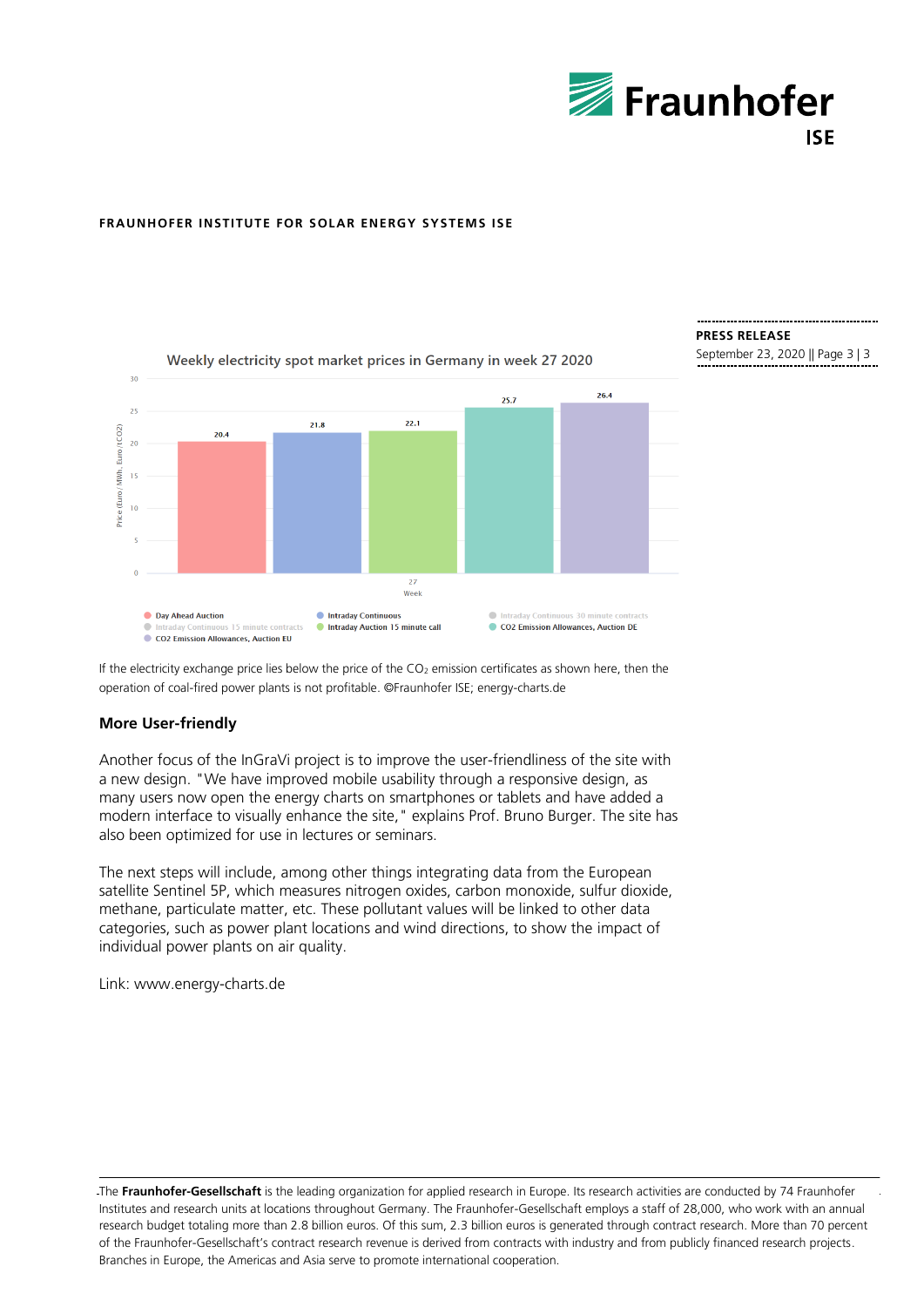**FRAUNHOFER INSTITUTE FOR SOLAR ENERGY SYSTEMS ISE**

**PRESS RELEASE**
September 23, 2020 || Page 3 | 3

Weekly electricity spot market prices in Germany in week 27 2020

Price (Euro / MWh, Euro / t CO2)

30
25
20
15
10
5
0

20.4
21.8
22.1
25.7
26.4

27
Week

Day Ahead Auction
Intraday Continuous
Intraday Continuous 30 minute contracts
Intraday Continuous 15 minute contracts
Intraday Auction 15 minute call
CO2 Emission Allowances, Auction DE
CO2 Emission Allowances, Auction EU

If the electricity exchange price lies below the price of the $CO_2$ emission certificates as shown here, then the operation of coal-fired power plants is not profitable. ©Fraunhofer ISE; energy-charts.de

## More User-friendly

Another focus of the InGraVi project is to improve the user-friendliness of the site with a new design. "We have improved mobile usability through a responsive design, as many users now open the energy charts on smartphones or tablets and have added a modern interface to visually enhance the site," explains Prof. Bruno Burger. The site has also been optimized for use in lectures or seminars.

The next steps will include, among other things integrating data from the European satellite Sentinel 5P, which measures nitrogen oxides, carbon monoxide, sulfur dioxide, methane, particulate matter, etc. These pollutant values will be linked to other data categories, such as power plant locations and wind directions, to show the impact of individual power plants on air quality.

Link: www.energy-charts.de

The **Fraunhofer-Gesellschaft** is the leading organization for applied research in Europe. Its research activities are conducted by 74 Fraunhofer Institutes and research units at locations throughout Germany. The Fraunhofer-Gesellschaft employs a staff of 28,000, who work with an annual research budget totaling more than 2.8 billion euros. Of this sum, 2.3 billion euros is generated through contract research. More than 70 percent of the Fraunhofer-Gesellschaft's contract research revenue is derived from contracts with industry and from publicly financed research projects. Branches in Europe, the Americas and Asia serve to promote international cooperation.